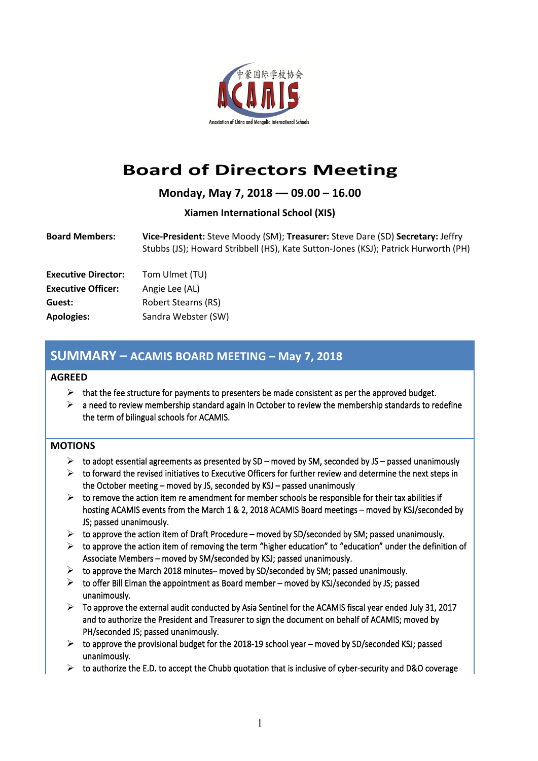中蒙国际学校协会

ACAMIS

Association of China and Mongolia International Schools

# Board of Directors Meeting

### Monday, May 7, 2018 — 09.00 – 16.00

**Xiamen International School (XIS)**

| | |
|---|---|
| **Board Members:** | **Vice-President:** Steve Moody (SM); **Treasurer:** Steve Dare (SD) **Secretary:** Jeffry Stubbs (JS); Howard Stribbell (HS), Kate Sutton-Jones (KSJ); Patrick Hurworth (PH) |
| **Executive Director:** | Tom Ulmet (TU) |
| **Executive Officer:** | Angie Lee (AL) |
| **Guest:** | Robert Stearns (RS) |
| **Apologies:** | Sandra Webster (SW) |

## SUMMARY – ACAMIS BOARD MEETING – May 7, 2018

### AGREED

- that the fee structure for payments to presenters be made consistent as per the approved budget.
- a need to review membership standard again in October to review the membership standards to redefine the term of bilingual schools for ACAMIS.

### MOTIONS

- to adopt essential agreements as presented by SD – moved by SM, seconded by JS – passed unanimously
- to forward the revised initiatives to Executive Officers for further review and determine the next steps in the October meeting – moved by JS, seconded by KSJ – passed unanimously
- to remove the action item re amendment for member schools be responsible for their tax abilities if hosting ACAMIS events from the March 1 & 2, 2018 ACAMIS Board meetings – moved by KSJ/seconded by JS; passed unanimously.
- to approve the action item of Draft Procedure – moved by SD/seconded by SM; passed unanimously.
- to approve the action item of removing the term "higher education" to "education" under the definition of Associate Members – moved by SM/seconded by KSJ; passed unanimously.
- to approve the March 2018 minutes– moved by SD/seconded by SM; passed unanimously.
- to offer Bill Elman the appointment as Board member – moved by KSJ/seconded by JS; passed unanimously.
- To approve the external audit conducted by Asia Sentinel for the ACAMIS fiscal year ended July 31, 2017 and to authorize the President and Treasurer to sign the document on behalf of ACAMIS; moved by PH/seconded JS; passed unanimously.
- to approve the provisional budget for the 2018-19 school year – moved by SD/seconded KSJ; passed unanimously.
- to authorize the E.D. to accept the Chubb quotation that is inclusive of cyber-security and D&O coverage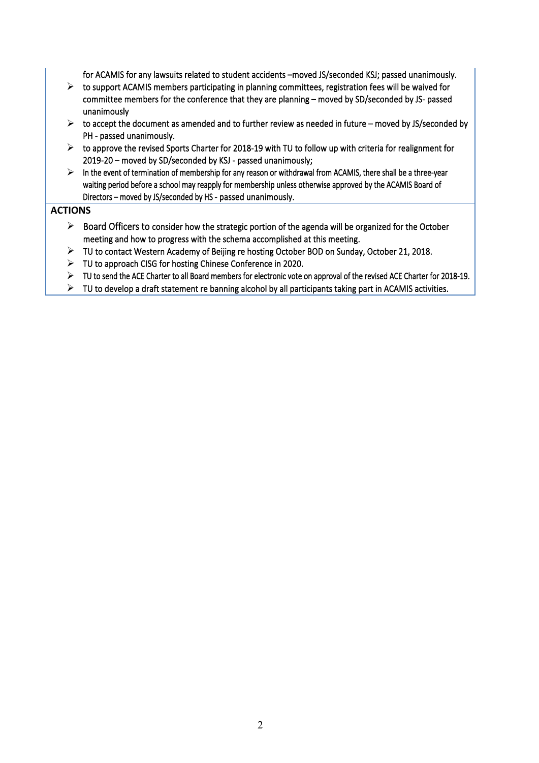for ACAMIS for any lawsuits related to student accidents –moved JS/seconded KSJ; passed unanimously.

- to support ACAMIS members participating in planning committees, registration fees will be waived for committee members for the conference that they are planning – moved by SD/seconded by JS- passed unanimously
- to accept the document as amended and to further review as needed in future – moved by JS/seconded by PH - passed unanimously.
- to approve the revised Sports Charter for 2018-19 with TU to follow up with criteria for realignment for 2019-20 – moved by SD/seconded by KSJ - passed unanimously;
- In the event of termination of membership for any reason or withdrawal from ACAMIS, there shall be a three-year waiting period before a school may reapply for membership unless otherwise approved by the ACAMIS Board of Directors – moved by JS/seconded by HS - passed unanimously.

**ACTIONS**

- Board Officers to consider how the strategic portion of the agenda will be organized for the October meeting and how to progress with the schema accomplished at this meeting.
- TU to contact Western Academy of Beijing re hosting October BOD on Sunday, October 21, 2018.
- TU to approach CISG for hosting Chinese Conference in 2020.
- TU to send the ACE Charter to all Board members for electronic vote on approval of the revised ACE Charter for 2018-19.
- TU to develop a draft statement re banning alcohol by all participants taking part in ACAMIS activities.